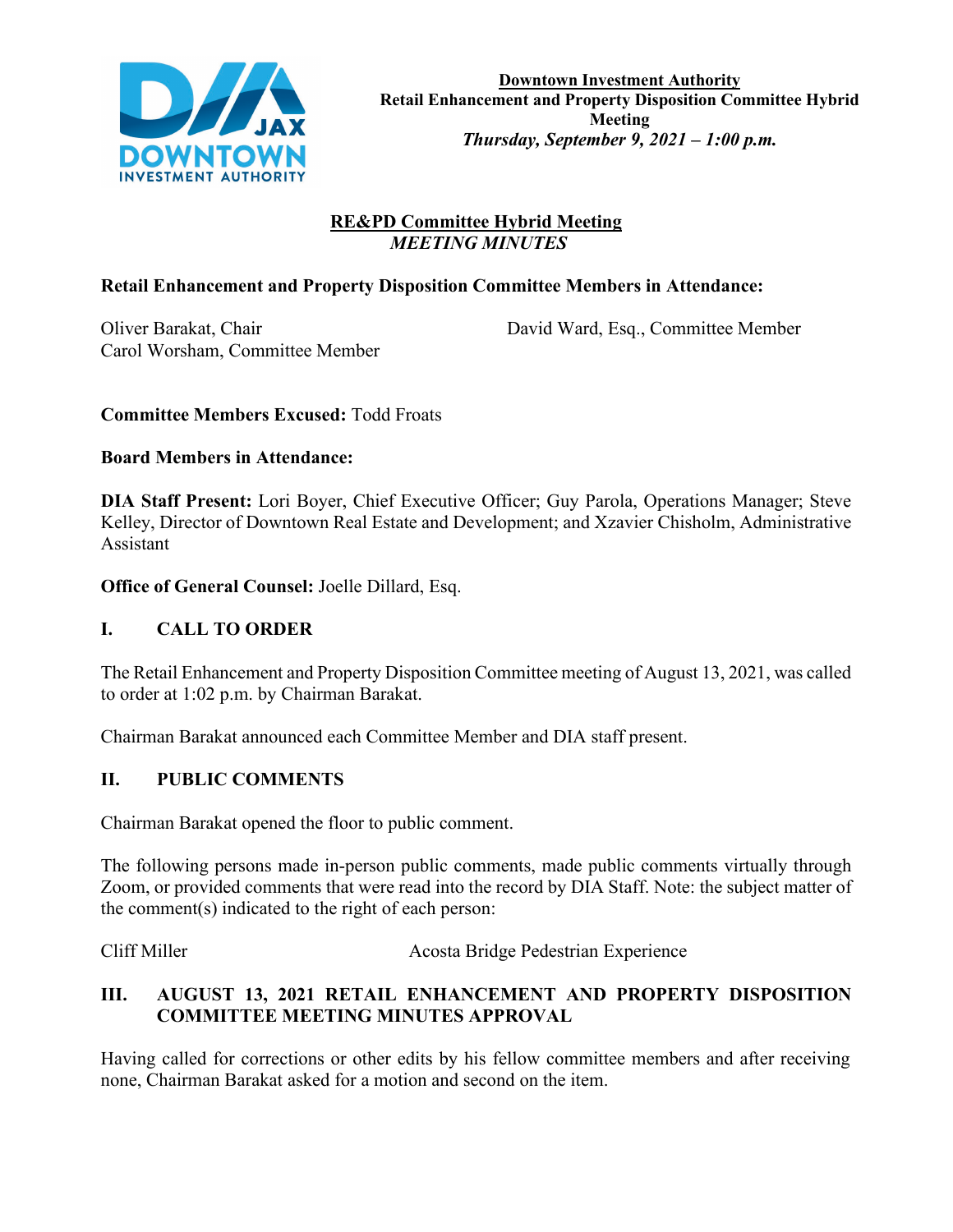**Downtown Investment Authority**
**Retail Enhancement and Property Disposition Committee Hybrid Meeting**
***Thursday, September 9, 2021 – 1:00 p.m.***

## RE&PD Committee Hybrid Meeting
***MEETING MINUTES***

**Retail Enhancement and Property Disposition Committee Members in Attendance:**

Oliver Barakat, Chair
David Ward, Esq., Committee Member
Carol Worsham, Committee Member

**Committee Members Excused:** Todd Froats

**Board Members in Attendance:**

**DIA Staff Present:** Lori Boyer, Chief Executive Officer; Guy Parola, Operations Manager; Steve Kelley, Director of Downtown Real Estate and Development; and Xzavier Chisholm, Administrative Assistant

**Office of General Counsel:** Joelle Dillard, Esq.

## I. CALL TO ORDER

The Retail Enhancement and Property Disposition Committee meeting of August 13, 2021, was called to order at 1:02 p.m. by Chairman Barakat.

Chairman Barakat announced each Committee Member and DIA staff present.

## II. PUBLIC COMMENTS

Chairman Barakat opened the floor to public comment.

The following persons made in-person public comments, made public comments virtually through Zoom, or provided comments that were read into the record by DIA Staff. Note: the subject matter of the comment(s) indicated to the right of each person:

Cliff Miller — Acosta Bridge Pedestrian Experience

## III. AUGUST 13, 2021 RETAIL ENHANCEMENT AND PROPERTY DISPOSITION COMMITTEE MEETING MINUTES APPROVAL

Having called for corrections or other edits by his fellow committee members and after receiving none, Chairman Barakat asked for a motion and second on the item.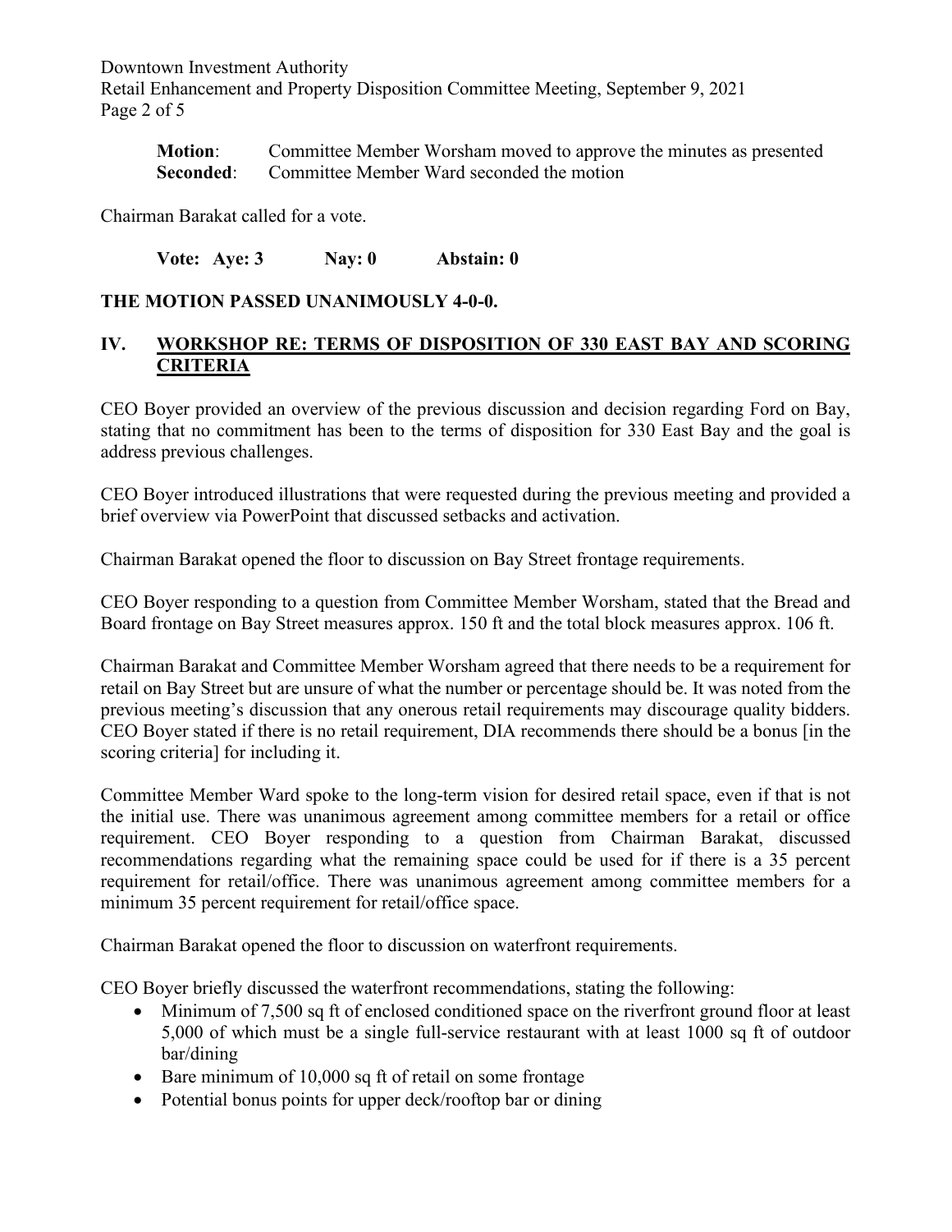**Motion**: Committee Member Worsham moved to approve the minutes as presented
**Seconded**: Committee Member Ward seconded the motion

Chairman Barakat called for a vote.

**Vote: Aye: 3 Nay: 0 Abstain: 0**

**THE MOTION PASSED UNANIMOUSLY 4-0-0.**

## IV. WORKSHOP RE: TERMS OF DISPOSITION OF 330 EAST BAY AND SCORING CRITERIA

CEO Boyer provided an overview of the previous discussion and decision regarding Ford on Bay, stating that no commitment has been to the terms of disposition for 330 East Bay and the goal is address previous challenges.

CEO Boyer introduced illustrations that were requested during the previous meeting and provided a brief overview via PowerPoint that discussed setbacks and activation.

Chairman Barakat opened the floor to discussion on Bay Street frontage requirements.

CEO Boyer responding to a question from Committee Member Worsham, stated that the Bread and Board frontage on Bay Street measures approx. 150 ft and the total block measures approx. 106 ft.

Chairman Barakat and Committee Member Worsham agreed that there needs to be a requirement for retail on Bay Street but are unsure of what the number or percentage should be. It was noted from the previous meeting's discussion that any onerous retail requirements may discourage quality bidders. CEO Boyer stated if there is no retail requirement, DIA recommends there should be a bonus [in the scoring criteria] for including it.

Committee Member Ward spoke to the long-term vision for desired retail space, even if that is not the initial use. There was unanimous agreement among committee members for a retail or office requirement. CEO Boyer responding to a question from Chairman Barakat, discussed recommendations regarding what the remaining space could be used for if there is a 35 percent requirement for retail/office. There was unanimous agreement among committee members for a minimum 35 percent requirement for retail/office space.

Chairman Barakat opened the floor to discussion on waterfront requirements.

CEO Boyer briefly discussed the waterfront recommendations, stating the following:

- Minimum of 7,500 sq ft of enclosed conditioned space on the riverfront ground floor at least 5,000 of which must be a single full-service restaurant with at least 1000 sq ft of outdoor bar/dining
- Bare minimum of 10,000 sq ft of retail on some frontage
- Potential bonus points for upper deck/rooftop bar or dining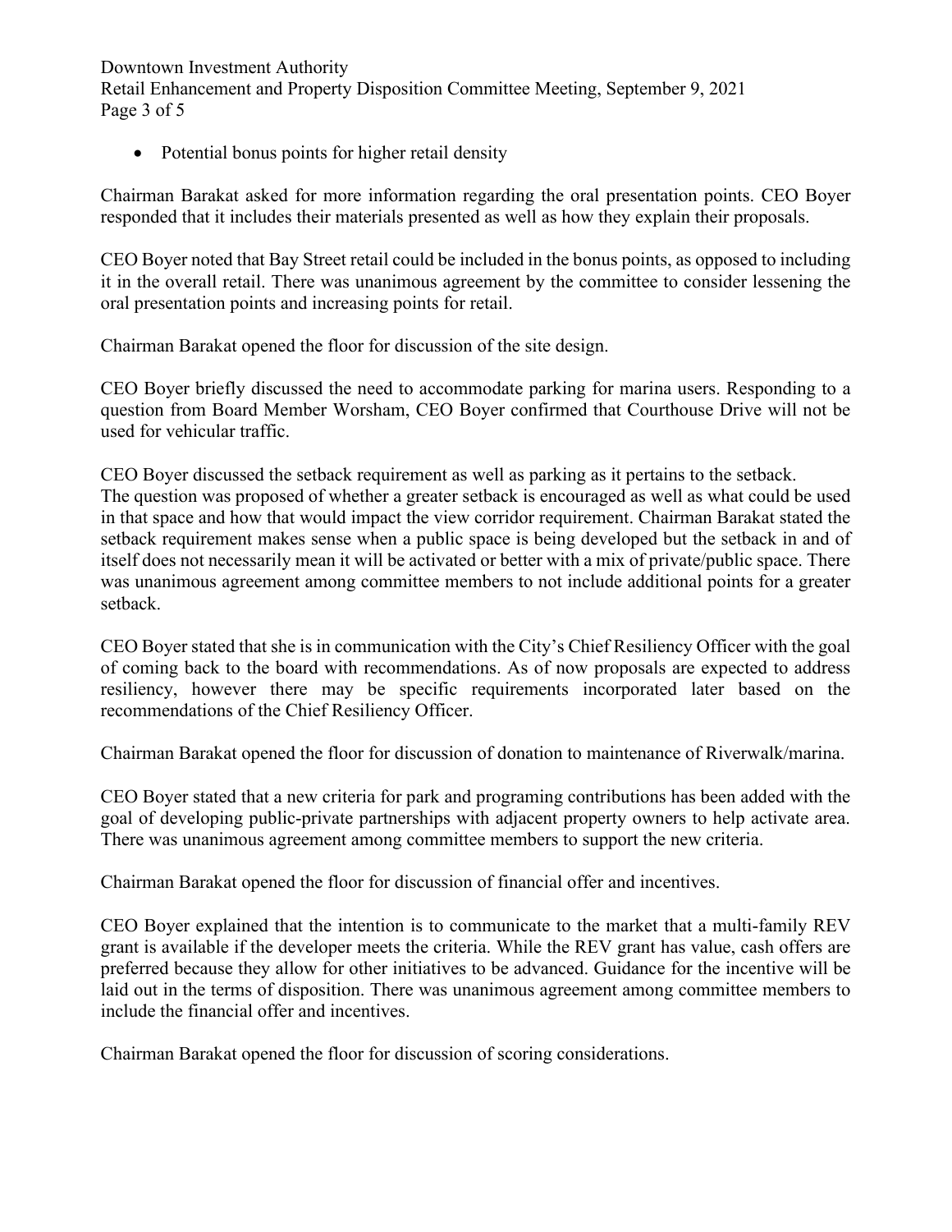- Potential bonus points for higher retail density

Chairman Barakat asked for more information regarding the oral presentation points. CEO Boyer responded that it includes their materials presented as well as how they explain their proposals.

CEO Boyer noted that Bay Street retail could be included in the bonus points, as opposed to including it in the overall retail. There was unanimous agreement by the committee to consider lessening the oral presentation points and increasing points for retail.

Chairman Barakat opened the floor for discussion of the site design.

CEO Boyer briefly discussed the need to accommodate parking for marina users. Responding to a question from Board Member Worsham, CEO Boyer confirmed that Courthouse Drive will not be used for vehicular traffic.

CEO Boyer discussed the setback requirement as well as parking as it pertains to the setback. The question was proposed of whether a greater setback is encouraged as well as what could be used in that space and how that would impact the view corridor requirement. Chairman Barakat stated the setback requirement makes sense when a public space is being developed but the setback in and of itself does not necessarily mean it will be activated or better with a mix of private/public space. There was unanimous agreement among committee members to not include additional points for a greater setback.

CEO Boyer stated that she is in communication with the City's Chief Resiliency Officer with the goal of coming back to the board with recommendations. As of now proposals are expected to address resiliency, however there may be specific requirements incorporated later based on the recommendations of the Chief Resiliency Officer.

Chairman Barakat opened the floor for discussion of donation to maintenance of Riverwalk/marina.

CEO Boyer stated that a new criteria for park and programing contributions has been added with the goal of developing public-private partnerships with adjacent property owners to help activate area. There was unanimous agreement among committee members to support the new criteria.

Chairman Barakat opened the floor for discussion of financial offer and incentives.

CEO Boyer explained that the intention is to communicate to the market that a multi-family REV grant is available if the developer meets the criteria. While the REV grant has value, cash offers are preferred because they allow for other initiatives to be advanced. Guidance for the incentive will be laid out in the terms of disposition. There was unanimous agreement among committee members to include the financial offer and incentives.

Chairman Barakat opened the floor for discussion of scoring considerations.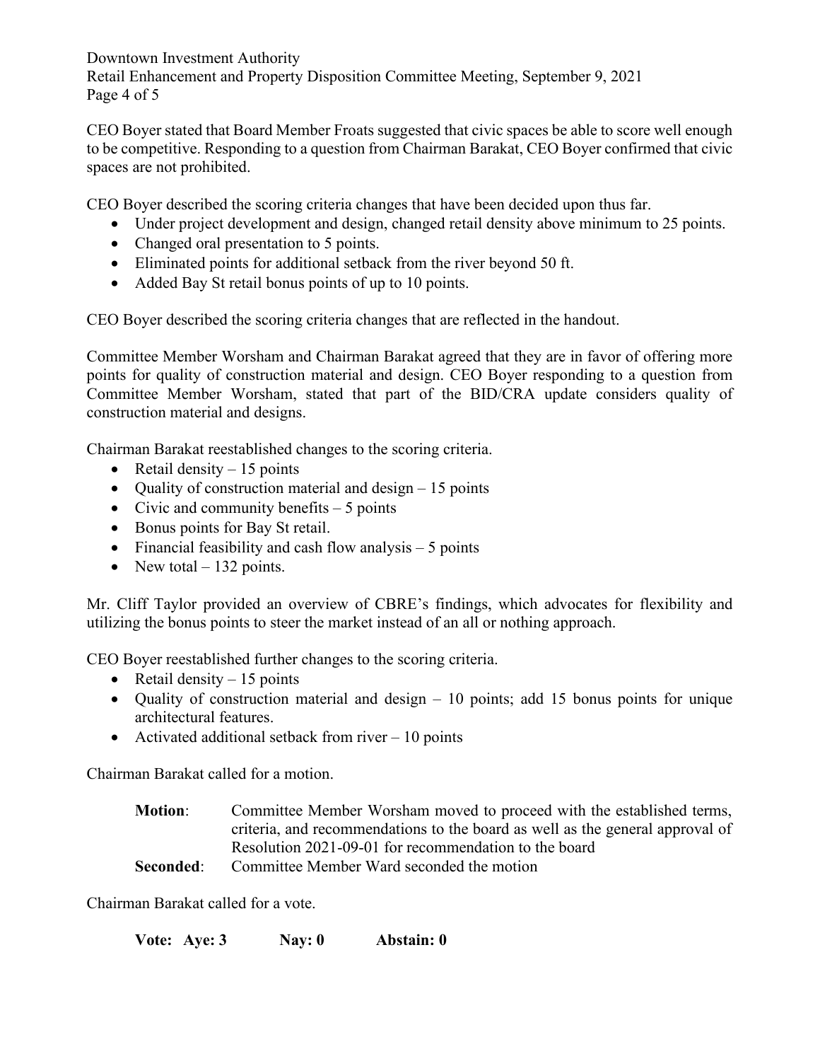CEO Boyer stated that Board Member Froats suggested that civic spaces be able to score well enough to be competitive. Responding to a question from Chairman Barakat, CEO Boyer confirmed that civic spaces are not prohibited.

CEO Boyer described the scoring criteria changes that have been decided upon thus far.

- Under project development and design, changed retail density above minimum to 25 points.
- Changed oral presentation to 5 points.
- Eliminated points for additional setback from the river beyond 50 ft.
- Added Bay St retail bonus points of up to 10 points.

CEO Boyer described the scoring criteria changes that are reflected in the handout.

Committee Member Worsham and Chairman Barakat agreed that they are in favor of offering more points for quality of construction material and design. CEO Boyer responding to a question from Committee Member Worsham, stated that part of the BID/CRA update considers quality of construction material and designs.

Chairman Barakat reestablished changes to the scoring criteria.

- Retail density – 15 points
- Quality of construction material and design – 15 points
- Civic and community benefits – 5 points
- Bonus points for Bay St retail.
- Financial feasibility and cash flow analysis – 5 points
- New total – 132 points.

Mr. Cliff Taylor provided an overview of CBRE's findings, which advocates for flexibility and utilizing the bonus points to steer the market instead of an all or nothing approach.

CEO Boyer reestablished further changes to the scoring criteria.

- Retail density – 15 points
- Quality of construction material and design – 10 points; add 15 bonus points for unique architectural features.
- Activated additional setback from river – 10 points

Chairman Barakat called for a motion.

**Motion**: Committee Member Worsham moved to proceed with the established terms, criteria, and recommendations to the board as well as the general approval of Resolution 2021-09-01 for recommendation to the board

**Seconded**: Committee Member Ward seconded the motion

Chairman Barakat called for a vote.

**Vote: Aye: 3 Nay: 0 Abstain: 0**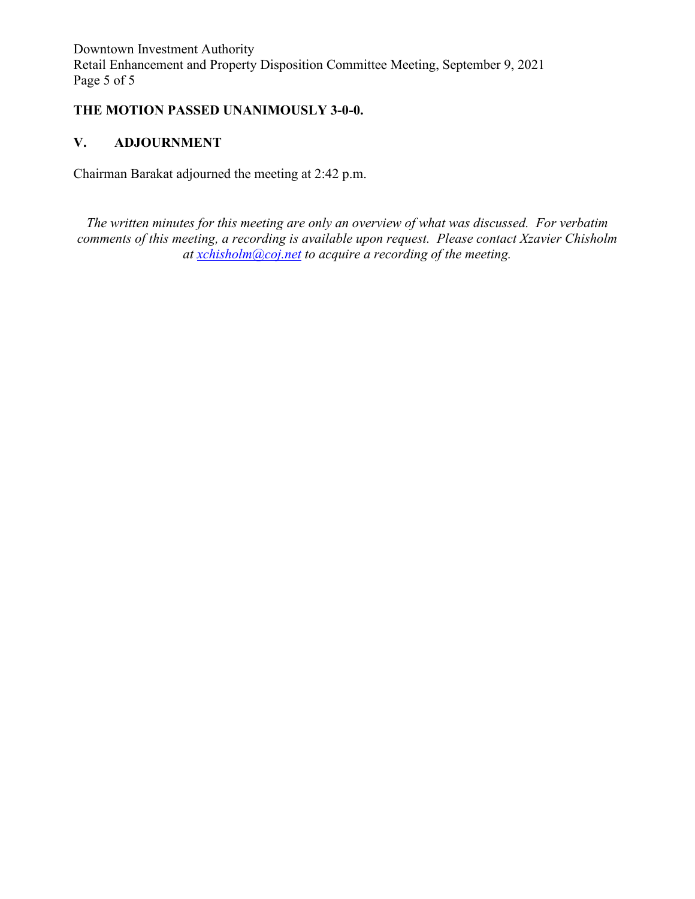**THE MOTION PASSED UNANIMOUSLY 3-0-0.**

## V. ADJOURNMENT

Chairman Barakat adjourned the meeting at 2:42 p.m.

*The written minutes for this meeting are only an overview of what was discussed. For verbatim comments of this meeting, a recording is available upon request. Please contact Xzavier Chisholm at xchisholm@coj.net to acquire a recording of the meeting.*